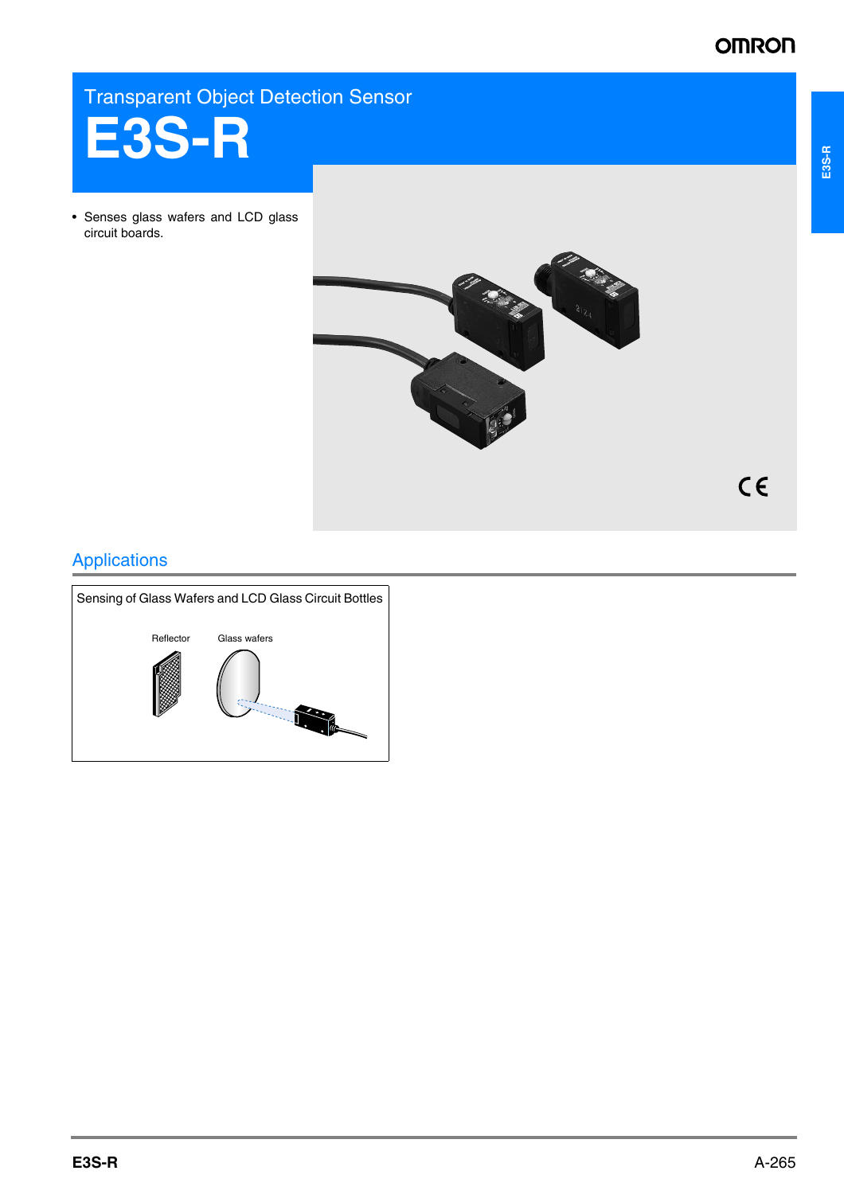# Transparent Object Detection Sensor

# E3S-R

- Senses glass wafers and LCD glass circuit boards.

## Applications

Sensing of Glass Wafers and LCD Glass Circuit Bottles

Reflector

Glass wafers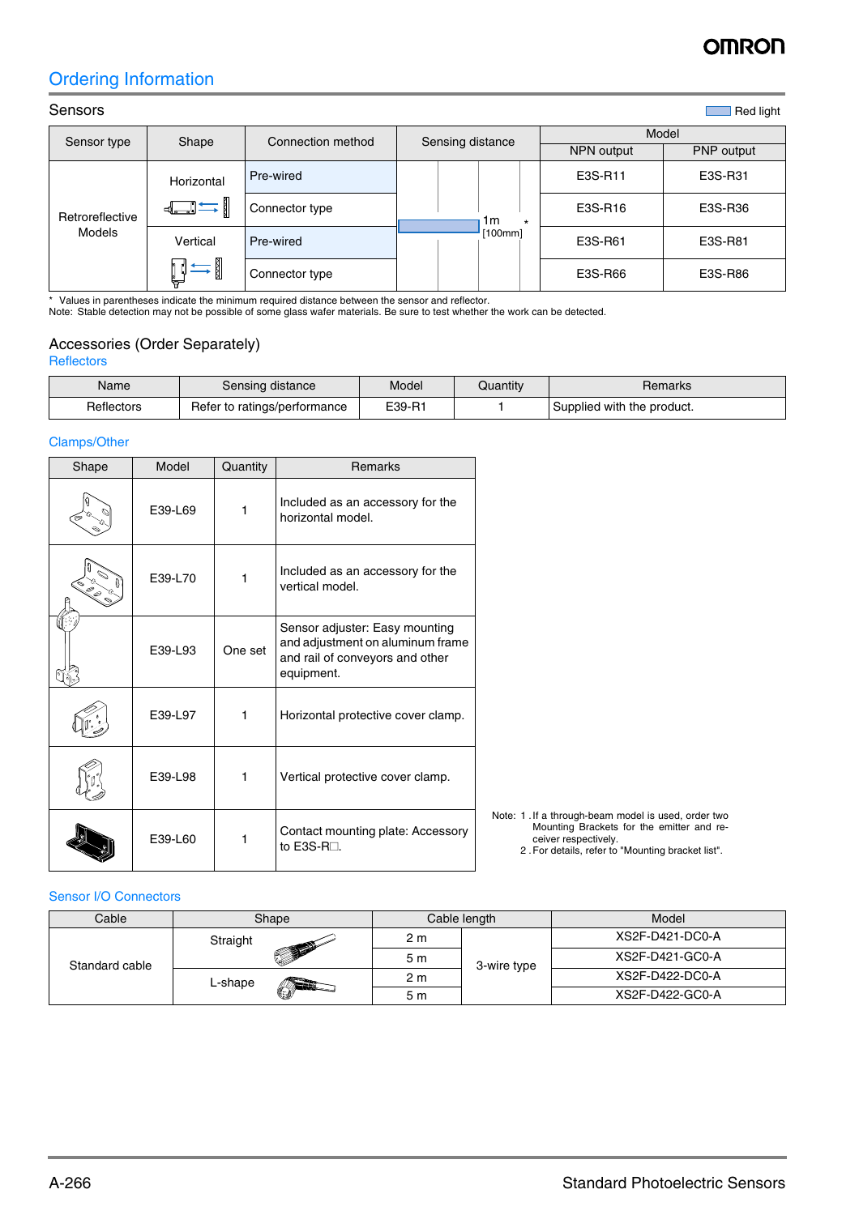## Ordering Information

### Sensors

Red light

| Sensor type | Shape | Connection method | Sensing distance | Model | |
|---|---|---|---|---|---|
| | | | | NPN output | PNP output |
| Retroreflective Models | Horizontal | Pre-wired | 1m [100mm] * | E3S-R11 | E3S-R31 |
| | | Connector type | | E3S-R16 | E3S-R36 |
| | Vertical | Pre-wired | | E3S-R61 | E3S-R81 |
| | | Connector type | | E3S-R66 | E3S-R86 |

\* Values in parentheses indicate the minimum required distance between the sensor and reflector.
Note: Stable detection may not be possible of some glass wafer materials. Be sure to test whether the work can be detected.

### Accessories (Order Separately)

#### Reflectors

| Name | Sensing distance | Model | Quantity | Remarks |
|---|---|---|---|---|
| Reflectors | Refer to ratings/performance | E39-R1 | 1 | Supplied with the product. |

#### Clamps/Other

| Shape | Model | Quantity | Remarks |
|---|---|---|---|
| | E39-L69 | 1 | Included as an accessory for the horizontal model. |
| | E39-L70 | 1 | Included as an accessory for the vertical model. |
| | E39-L93 | One set | Sensor adjuster: Easy mounting and adjustment on aluminum frame and rail of conveyors and other equipment. |
| | E39-L97 | 1 | Horizontal protective cover clamp. |
| | E39-L98 | 1 | Vertical protective cover clamp. |
| | E39-L60 | 1 | Contact mounting plate: Accessory to E3S-R□. |

Note: 1. If a through-beam model is used, order two Mounting Brackets for the emitter and receiver respectively.
2. For details, refer to "Mounting bracket list".

#### Sensor I/O Connectors

| Cable | Shape | Cable length | | Model |
|---|---|---|---|---|
| Standard cable | Straight | 2 m | 3-wire type | XS2F-D421-DC0-A |
| | | 5 m | | XS2F-D421-GC0-A |
| | L-shape | 2 m | | XS2F-D422-DC0-A |
| | | 5 m | | XS2F-D422-GC0-A |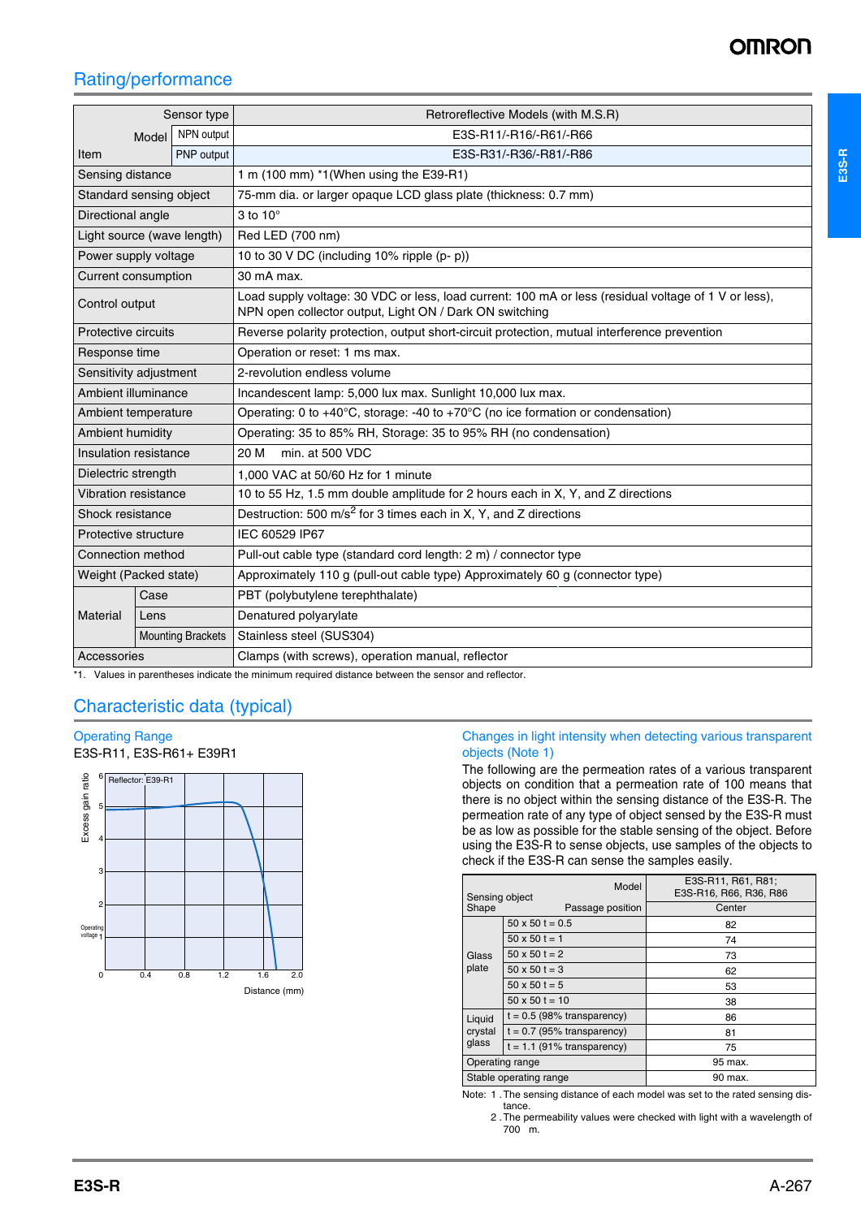## Rating/performance

| Item | | Sensor type | Retroreflective Models (with M.S.R) |
|---|---|---|---|
| Model | | NPN output | E3S-R11/-R16/-R61/-R66 |
| | | PNP output | E3S-R31/-R36/-R81/-R86 |
| Sensing distance | | | 1 m (100 mm) *1(When using the E39-R1) |
| Standard sensing object | | | 75-mm dia. or larger opaque LCD glass plate (thickness: 0.7 mm) |
| Directional angle | | | 3 to 10° |
| Light source (wave length) | | | Red LED (700 nm) |
| Power supply voltage | | | 10 to 30 V DC (including 10% ripple (p- p)) |
| Current consumption | | | 30 mA max. |
| Control output | | | Load supply voltage: 30 VDC or less, load current: 100 mA or less (residual voltage of 1 V or less), NPN open collector output, Light ON / Dark ON switching |
| Protective circuits | | | Reverse polarity protection, output short-circuit protection, mutual interference prevention |
| Response time | | | Operation or reset: 1 ms max. |
| Sensitivity adjustment | | | 2-revolution endless volume |
| Ambient illuminance | | | Incandescent lamp: 5,000 lux max. Sunlight 10,000 lux max. |
| Ambient temperature | | | Operating: 0 to +40°C, storage: -40 to +70°C (no ice formation or condensation) |
| Ambient humidity | | | Operating: 35 to 85% RH, Storage: 35 to 95% RH (no condensation) |
| Insulation resistance | | | 20 M min. at 500 VDC |
| Dielectric strength | | | 1,000 VAC at 50/60 Hz for 1 minute |
| Vibration resistance | | | 10 to 55 Hz, 1.5 mm double amplitude for 2 hours each in X, Y, and Z directions |
| Shock resistance | | | Destruction: 500 $m/s^2$ for 3 times each in X, Y, and Z directions |
| Protective structure | | | IEC 60529 IP67 |
| Connection method | | | Pull-out cable type (standard cord length: 2 m) / connector type |
| Weight (Packed state) | | | Approximately 110 g (pull-out cable type) Approximately 60 g (connector type) |
| Material | Case | | PBT (polybutylene terephthalate) |
| | Lens | | Denatured polyarylate |
| | Mounting Brackets | | Stainless steel (SUS304) |
| Accessories | | | Clamps (with screws), operation manual, reflector |

*1. Values in parentheses indicate the minimum required distance between the sensor and reflector.

## Characteristic data (typical)

### Operating Range

E3S-R11, E3S-R61+ E39R1

Reflector: E39-R1
Excess gain ratio
6
5
4
3
2
Operating voltage 1
0
0.4
0.8
1.2
1.6
2.0
Distance (mm)

### Changes in light intensity when detecting various transparent objects (Note 1)

The following are the permeation rates of a various transparent objects on condition that a permeation rate of 100 means that there is no object within the sensing distance of the E3S-R. The permeation rate of any type of object sensed by the E3S-R must be as low as possible for the stable sensing of the object. Before using the E3S-R to sense objects, use samples of the objects to check if the E3S-R can sense the samples easily.

| Sensing object Shape | Model / Passage position | E3S-R11, R61, R81; E3S-R16, R66, R36, R86 |
|---|---|---|
| | | Center |
| Glass plate | 50 x 50 t = 0.5 | 82 |
| | 50 x 50 t = 1 | 74 |
| | 50 x 50 t = 2 | 73 |
| | 50 x 50 t = 3 | 62 |
| | 50 x 50 t = 5 | 53 |
| | 50 x 50 t = 10 | 38 |
| Liquid crystal glass | t = 0.5 (98% transparency) | 86 |
| | t = 0.7 (95% transparency) | 81 |
| | t = 1.1 (91% transparency) | 75 |
| Operating range | | 95 max. |
| Stable operating range | | 90 max. |

Note: 1 . The sensing distance of each model was set to the rated sensing distance.
2 . The permeability values were checked with light with a wavelength of 700 m.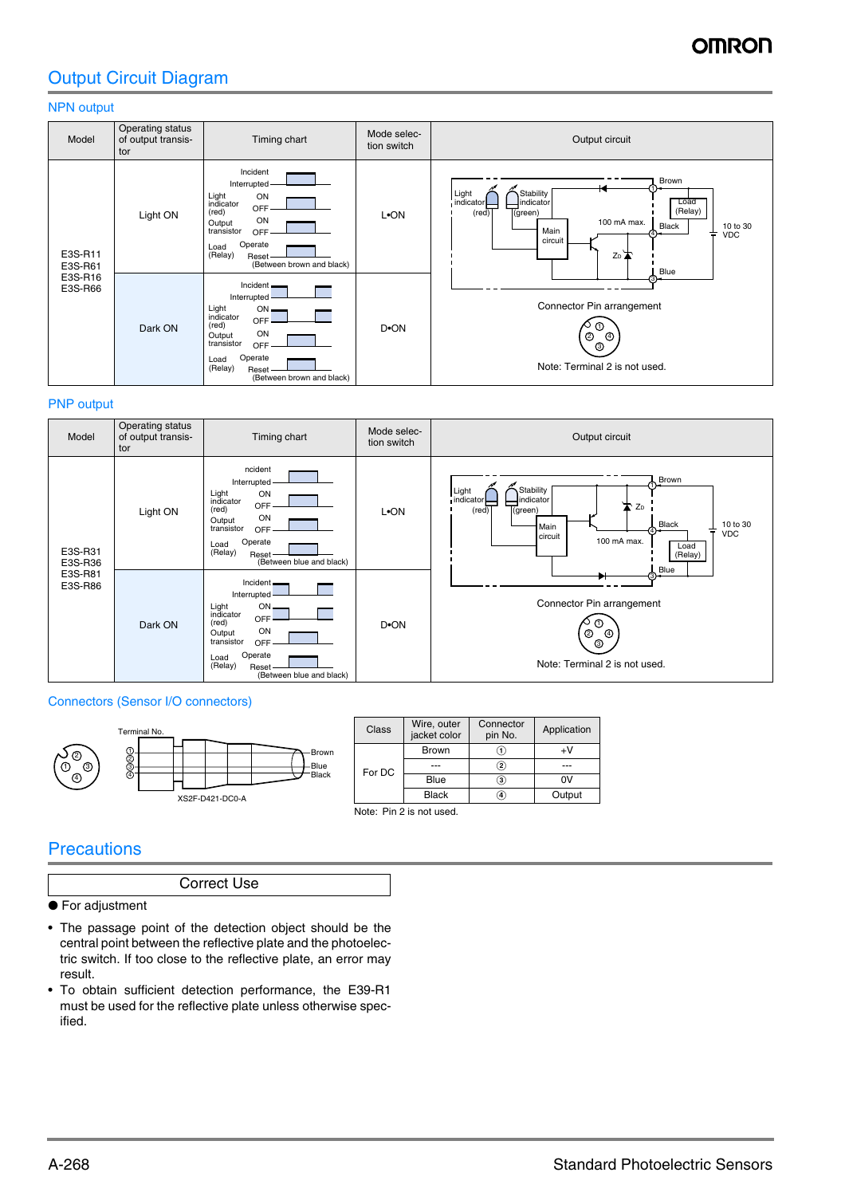# Output Circuit Diagram

## NPN output

| Model | Operating status of output transistor | Timing chart | Mode selection switch | Output circuit |
|---|---|---|---|---|
| E3S-R11<br>E3S-R61<br>E3S-R16<br>E3S-R66 | Light ON | Incident<br>Interrupted<br>Light indicator (red) ON / OFF<br>Output transistor ON / OFF<br>Load (Relay) Operate / Reset<br>(Between brown and black) | L•ON | Light indicator (red)<br>Stability indicator (green)<br>Main circuit<br>100 mA max.<br>ZD<br>Brown<br>Load (Relay)<br>Black<br>Blue<br>10 to 30 VDC<br>Connector Pin arrangement<br>Note: Terminal 2 is not used. |
| | Dark ON | Incident<br>Interrupted<br>Light indicator (red) ON / OFF<br>Output transistor ON / OFF<br>Load (Relay) Operate / Reset<br>(Between brown and black) | D•ON | |

## PNP output

| Model | Operating status of output transistor | Timing chart | Mode selection switch | Output circuit |
|---|---|---|---|---|
| E3S-R31<br>E3S-R36<br>E3S-R81<br>E3S-R86 | Light ON | ncident<br>Interrupted<br>Light indicator (red) ON / OFF<br>Output transistor ON / OFF<br>Load (Relay) Operate / Reset<br>(Between blue and black) | L•ON | Light indicator (red)<br>Stability indicator (green)<br>Main circuit<br>100 mA max.<br>ZD<br>Brown<br>Black<br>Load (Relay)<br>Blue<br>10 to 30 VDC<br>Connector Pin arrangement<br>Note: Terminal 2 is not used. |
| | Dark ON | Incident<br>Interrupted<br>Light indicator (red) ON / OFF<br>Output transistor ON / OFF<br>Load (Relay) Operate / Reset<br>(Between blue and black) | D•ON | |

## Connectors (Sensor I/O connectors)

Terminal No.

① ② ③ ④

Brown
Blue
Black

XS2F-D421-DC0-A

| Class | Wire, outer jacket color | Connector pin No. | Application |
|---|---|---|---|
| For DC | Brown | ① | +V |
| | --- | ② | --- |
| | Blue | ③ | 0V |
| | Black | ④ | Output |

Note: Pin 2 is not used.

# Precautions

## Correct Use

● For adjustment

- The passage point of the detection object should be the central point between the reflective plate and the photoelectric switch. If too close to the reflective plate, an error may result.
- To obtain sufficient detection performance, the E39-R1 must be used for the reflective plate unless otherwise specified.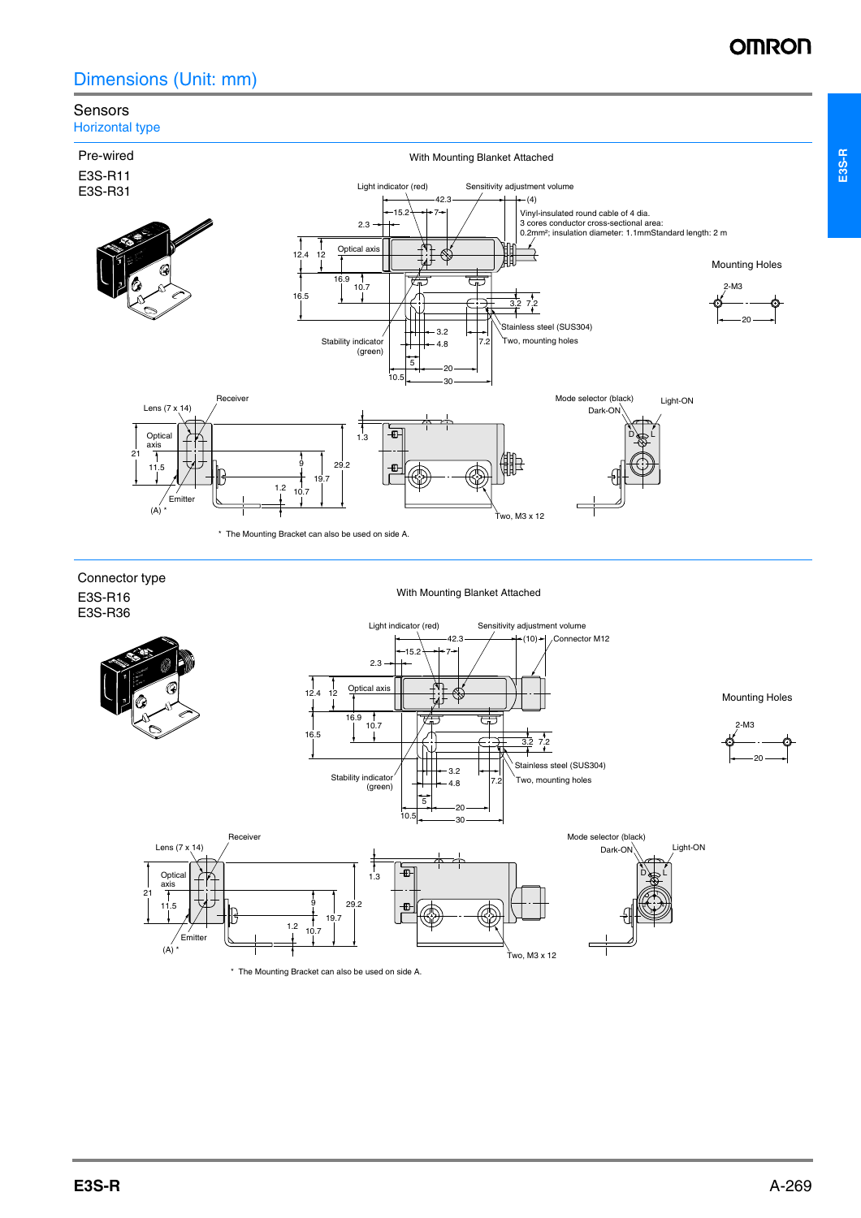# Dimensions (Unit: mm)

## Sensors

### Horizontal type

**Pre-wired**

E3S-R11
E3S-R31

With Mounting Blanket Attached

Light indicator (red)
Sensitivity adjustment volume
42.3
(4)
15.2
7
2.3
Vinyl-insulated round cable of 4 dia.
3 cores conductor cross-sectional area: 0.2mm²; insulation diameter: 1.1mmStandard length: 2 m
Optical axis
12.4
12
16.9
10.7
16.5
3.2
7.2
Stainless steel (SUS304)
Two, mounting holes
3.2
4.8
7.2
Stability indicator (green)
5
20
10.5
30

Mounting Holes
2-M3
20

Receiver
Lens (7 x 14)
Optical axis
21
11.5
9
29.2
19.7
1.2
10.7
Emitter
(A) *
1.3
Two, M3 x 12
Mode selector (black)
Dark-ON
Light-ON
D
L

\* The Mounting Bracket can also be used on side A.

**Connector type**

E3S-R16
E3S-R36

With Mounting Blanket Attached

Light indicator (red)
Sensitivity adjustment volume
42.3
(10)
Connector M12
15.2
7
2.3
Optical axis
12.4
12
16.9
10.7
16.5
3.2
7.2
Stainless steel (SUS304)
Two, mounting holes
3.2
4.8
7.2
Stability indicator (green)
5
20
10.5
30

Mounting Holes
2-M3
20

Receiver
Lens (7 x 14)
Optical axis
21
11.5
9
29.2
19.7
1.2
10.7
Emitter
(A) *
1.3
Two, M3 x 12
Mode selector (black)
Dark-ON
Light-ON
D
L

\* The Mounting Bracket can also be used on side A.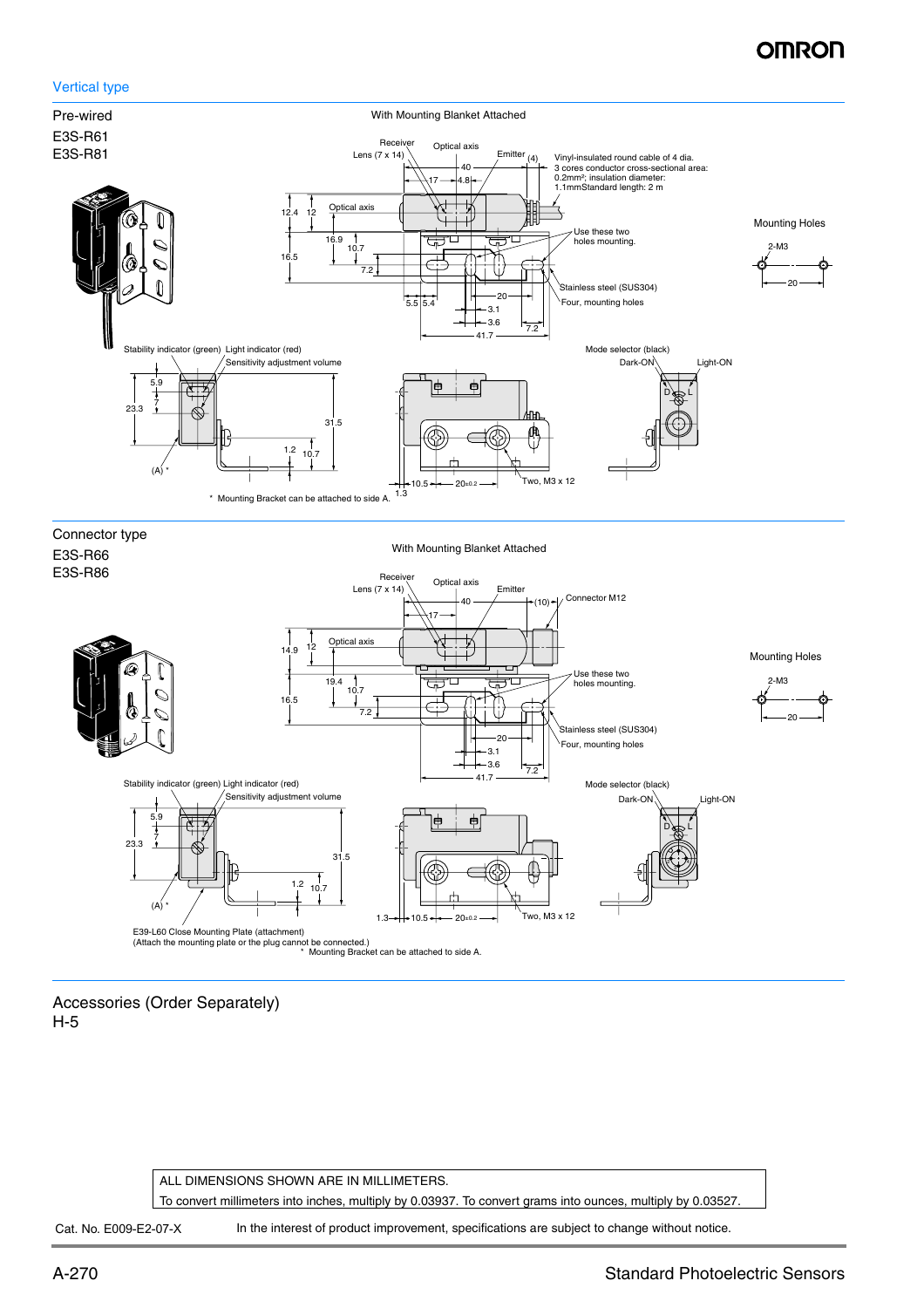## Vertical type

### Pre-wired

E3S-R61
E3S-R81

With Mounting Blanket Attached

Receiver
Lens (7 x 14)
Optical axis
Emitter
(4)
40
17
4.8
Vinyl-insulated round cable of 4 dia.
3 cores conductor cross-sectional area: 0.2mm²; insulation diameter: 1.1mmStandard length: 2 m
12.4
12
Optical axis
16.9
10.7
16.5
7.2
Use these two holes mounting.
Stainless steel (SUS304)
Four, mounting holes
5.5
5.4
20
3.1
3.6
7.2
41.7

Mounting Holes
2-M3
20

Stability indicator (green)
Light indicator (red)
Sensitivity adjustment volume
5.9
7
23.3
31.5
1.2
10.7
(A) *
10.5
20±0.2
1.3
Two, M3 x 12
Mode selector (black)
Dark-ON
Light-ON
D
L

\* Mounting Bracket can be attached to side A.

### Connector type

E3S-R66
E3S-R86

With Mounting Blanket Attached

Receiver
Lens (7 x 14)
Optical axis
Emitter
40
(10)
Connector M12
17
14.9
12
Optical axis
19.4
10.7
16.5
7.2
Use these two holes mounting.
Stainless steel (SUS304)
Four, mounting holes
20
3.1
3.6
7.2
41.7

Mounting Holes
2-M3
20

Stability indicator (green)
Light indicator (red)
Sensitivity adjustment volume
5.9
7
23.3
31.5
1.2
10.7
(A) *
1.3
10.5
20±0.2
Two, M3 x 12
Mode selector (black)
Dark-ON
Light-ON
D
L

E39-L60 Close Mounting Plate (attachment)
(Attach the mounting plate or the plug cannot be connected.)
\* Mounting Bracket can be attached to side A.

## Accessories (Order Separately)

H-5

ALL DIMENSIONS SHOWN ARE IN MILLIMETERS.
To convert millimeters into inches, multiply by 0.03937. To convert grams into ounces, multiply by 0.03527.

Cat. No. E009-E2-07-X

In the interest of product improvement, specifications are subject to change without notice.